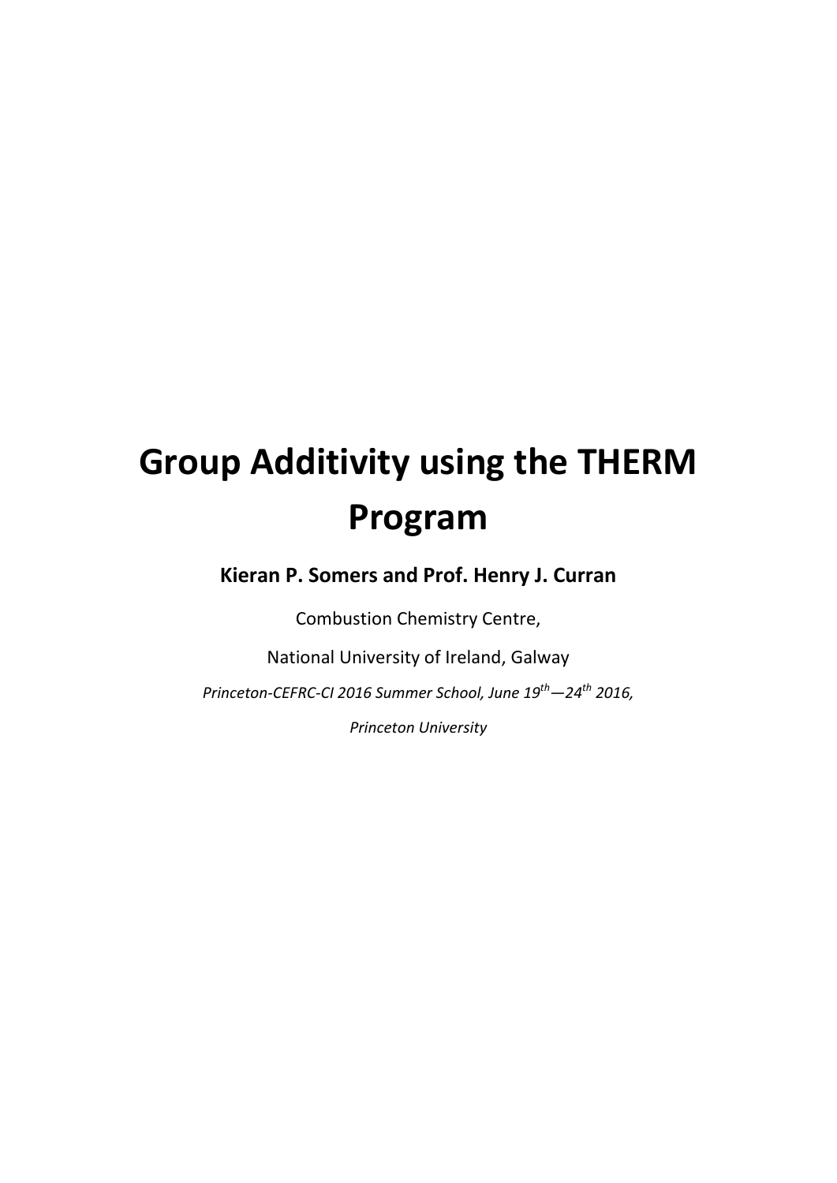# Group Additivity using the THERM Program

**Kieran P. Somers and Prof. Henry J. Curran**

Combustion Chemistry Centre,

National University of Ireland, Galway

*Princeton-CEFRC-CI 2016 Summer School, June 19$^{th}$—24$^{th}$ 2016,*

*Princeton University*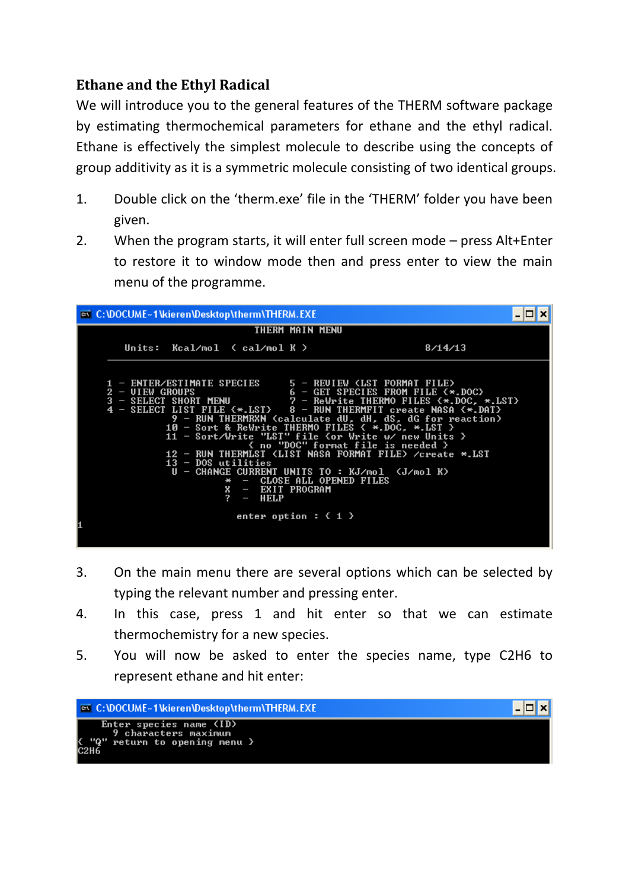## Ethane and the Ethyl Radical

We will introduce you to the general features of the THERM software package by estimating thermochemical parameters for ethane and the ethyl radical. Ethane is effectively the simplest molecule to describe using the concepts of group additivity as it is a symmetric molecule consisting of two identical groups.

1. Double click on the 'therm.exe' file in the 'THERM' folder you have been given.
2. When the program starts, it will enter full screen mode – press Alt+Enter to restore it to window mode then and press enter to view the main menu of the programme.

```
C:\DOCUME~1\kieren\Desktop\therm\THERM.EXE
                              THERM MAIN MENU

     Units:  Kcal/mol  ( cal/mol K )                       8/14/13

  1 - ENTER/ESTIMATE SPECIES       5 - REVIEW (LST FORMAT FILE)
  2 - VIEW GROUPS                  6 - GET SPECIES FROM FILE (*.DOC)
  3 - SELECT SHORT MENU            7 - ReWrite THERMO FILES (*.DOC, *.LST)
  4 - SELECT LIST FILE (*.LST)     8 - RUN THERMFIT create NASA (*.DAT)
                    9 - RUN THERMRXN (calculate dU, dH, dS, dG for reaction)
                   10 - Sort & ReWrite THERMO FILES ( *.DOC, *.LST )
                   11 - Sort/Write "LST" file (or Write w/ new Units )
                          ( no "DOC" format file is needed )
                   12 - RUN THERMLST (LIST NASA FORMAT FILE) /create *.LST
                   13 - DOS utilities
                    U - CHANGE CURRENT UNITS TO : KJ/mol  (J/mol K)
                            *  -  CLOSE ALL OPENED FILES
                            X  -  EXIT PROGRAM
                            ?  -  HELP

                          enter option : ( 1 )
1
```

3. On the main menu there are several options which can be selected by typing the relevant number and pressing enter.
4. In this case, press 1 and hit enter so that we can estimate thermochemistry for a new species.
5. You will now be asked to enter the species name, type C2H6 to represent ethane and hit enter:

```
C:\DOCUME~1\kieren\Desktop\therm\THERM.EXE
    Enter species name (ID)
      9 characters maximum
( "Q" return to opening menu )
C2H6
```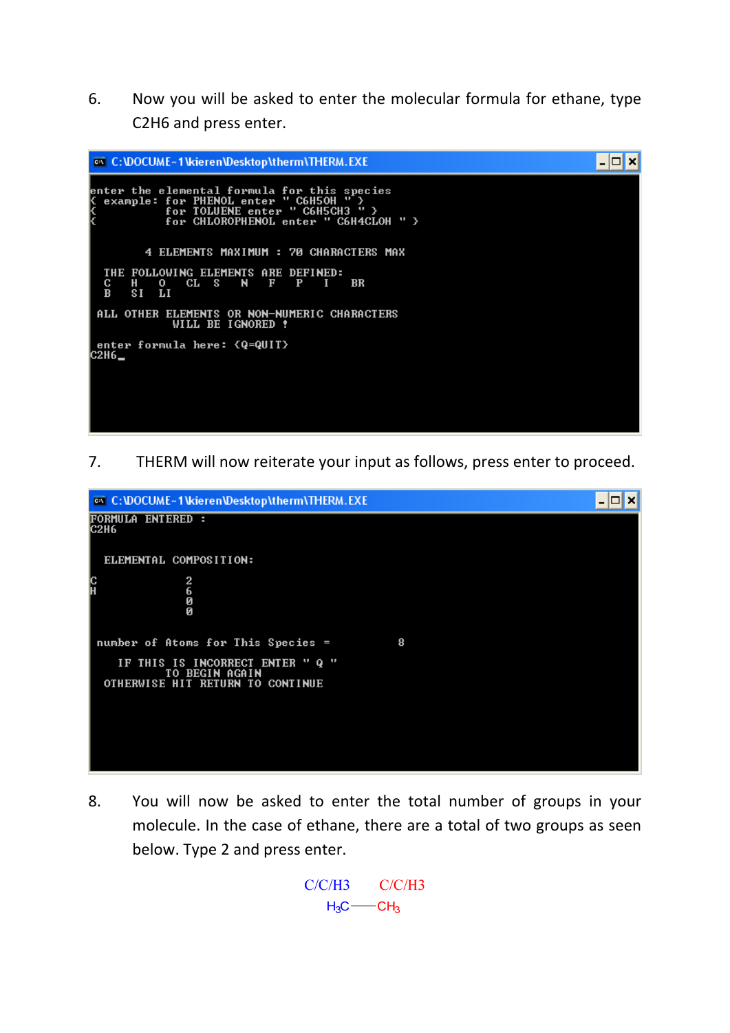6. Now you will be asked to enter the molecular formula for ethane, type C2H6 and press enter.

```
C:\DOCUME~1\kieren\Desktop\therm\THERM.EXE

enter the elemental formula for this species
{ example:  for PHENOL enter " C6H5OH " }
{           for TOLUENE enter " C6H5CH3 " }
{           for CHLOROPHENOL enter " C6H4CLOH " }

        4 ELEMENTS MAXIMUM : 70 CHARACTERS MAX

  THE FOLLOWING ELEMENTS ARE DEFINED:
  C    H    O    CL   S    N    F    P    I    BR
  B    SI   LI

 ALL OTHER ELEMENTS OR NON-NUMERIC CHARACTERS
            WILL BE IGNORED !

 enter formula here: (Q=QUIT)
C2H6_
```

7. THERM will now reiterate your input as follows, press enter to proceed.

```
C:\DOCUME~1\kieren\Desktop\therm\THERM.EXE
FORMULA ENTERED :
C2H6

  ELEMENTAL COMPOSITION:

C              2
H              6
               0
               0

 number of Atoms for This Species =          8

    IF THIS IS INCORRECT ENTER " Q "
           TO BEGIN AGAIN
  OTHERWISE HIT RETURN TO CONTINUE
```

8. You will now be asked to enter the total number of groups in your molecule. In the case of ethane, there are a total of two groups as seen below. Type 2 and press enter.

C/C/H3 C/C/H3

$H_3C$——$CH_3$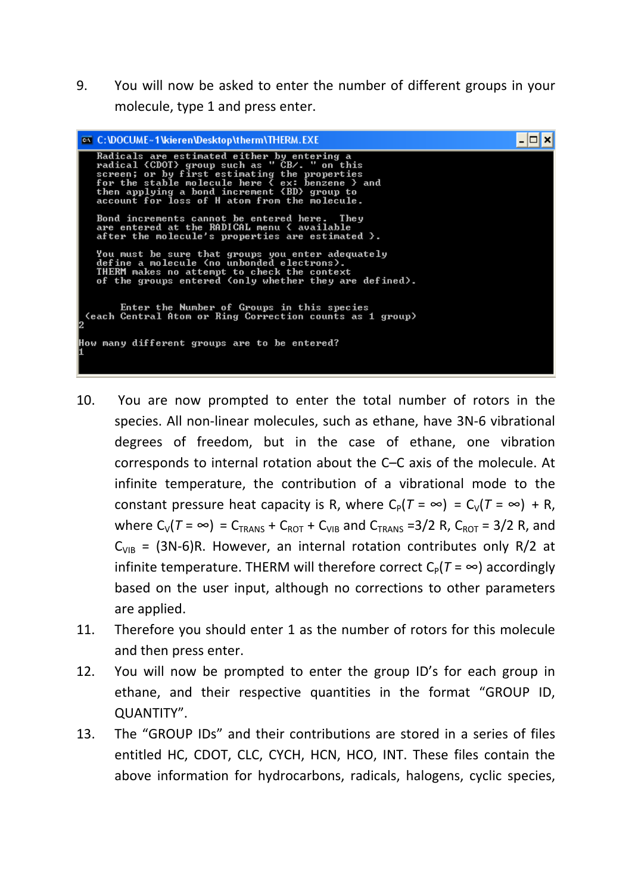9. You will now be asked to enter the number of different groups in your molecule, type 1 and press enter.

```
C:\DOCUME~1\kieren\Desktop\therm\THERM.EXE

    Radicals are estimated either by entering a
    radical (CDOT) group such as " CB/. " on this
    screen; or by first estimating the properties
    for the stable molecule here ( ex: benzene ) and
    then applying a bond increment (BD) group to
    account for loss of H atom from the molecule.

    Bond increments cannot be entered here.  They
    are entered at the RADICAL menu ( available
    after the molecule's properties are estimated ).

    You must be sure that groups you enter adequately
    define a molecule (no unbonded electrons).
    THERM makes no attempt to check the context
    of the groups entered (only whether they are defined).

        Enter the Number of Groups in this species
  (each Central Atom or Ring Correction counts as 1 group)
2

How many different groups are to be entered?
1
```

10. You are now prompted to enter the total number of rotors in the species. All non-linear molecules, such as ethane, have 3N-6 vibrational degrees of freedom, but in the case of ethane, one vibration corresponds to internal rotation about the C–C axis of the molecule. At infinite temperature, the contribution of a vibrational mode to the constant pressure heat capacity is R, where $C_P(T = \infty) = C_V(T = \infty) + R$, where $C_V(T = \infty) = C_{TRANS} + C_{ROT} + C_{VIB}$ and $C_{TRANS} = 3/2\ R$, $C_{ROT} = 3/2\ R$, and $C_{VIB} = (3N\text{-}6)R$. However, an internal rotation contributes only R/2 at infinite temperature. THERM will therefore correct $C_P(T = \infty)$ accordingly based on the user input, although no corrections to other parameters are applied.
11. Therefore you should enter 1 as the number of rotors for this molecule and then press enter.
12. You will now be prompted to enter the group ID's for each group in ethane, and their respective quantities in the format "GROUP ID, QUANTITY".
13. The "GROUP IDs" and their contributions are stored in a series of files entitled HC, CDOT, CLC, CYCH, HCN, HCO, INT. These files contain the above information for hydrocarbons, radicals, halogens, cyclic species,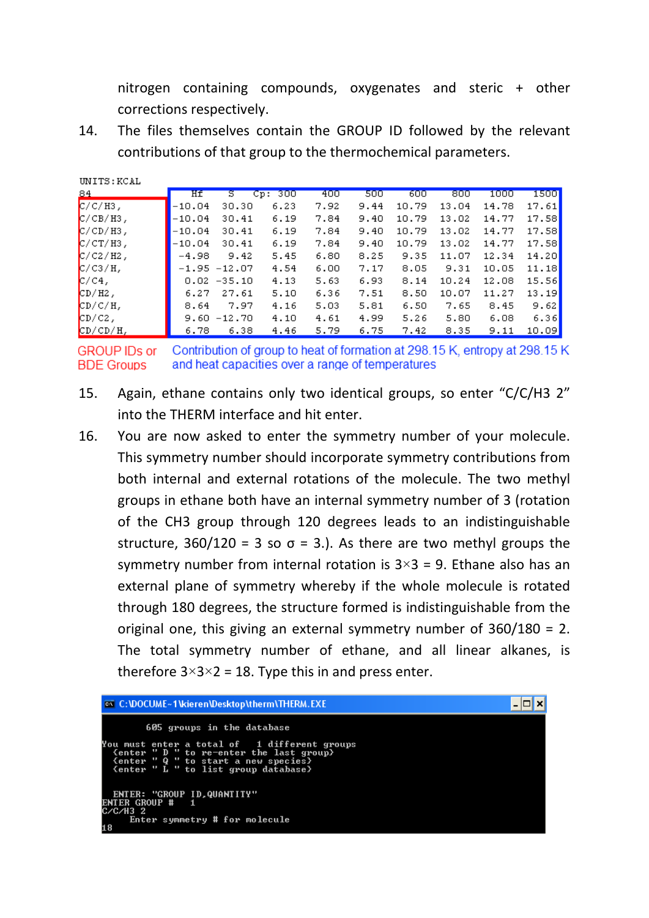nitrogen containing compounds, oxygenates and steric + other corrections respectively.

14. The files themselves contain the GROUP ID followed by the relevant contributions of that group to the thermochemical parameters.

UNITS:KCAL

| 84 | Hf | S | Cp: 300 | 400 | 500 | 600 | 800 | 1000 | 1500 |
|---|---|---|---|---|---|---|---|---|---|
| C/C/H3, | -10.04 | 30.30 | 6.23 | 7.92 | 9.44 | 10.79 | 13.04 | 14.78 | 17.61 |
| C/CB/H3, | -10.04 | 30.41 | 6.19 | 7.84 | 9.40 | 10.79 | 13.02 | 14.77 | 17.58 |
| C/CD/H3, | -10.04 | 30.41 | 6.19 | 7.84 | 9.40 | 10.79 | 13.02 | 14.77 | 17.58 |
| C/CT/H3, | -10.04 | 30.41 | 6.19 | 7.84 | 9.40 | 10.79 | 13.02 | 14.77 | 17.58 |
| C/C2/H2, | -4.98 | 9.42 | 5.45 | 6.80 | 8.25 | 9.35 | 11.07 | 12.34 | 14.20 |
| C/C3/H, | -1.95 | -12.07 | 4.54 | 6.00 | 7.17 | 8.05 | 9.31 | 10.05 | 11.18 |
| C/C4, | 0.02 | -35.10 | 4.13 | 5.63 | 6.93 | 8.14 | 10.24 | 12.08 | 15.56 |
| CD/H2, | 6.27 | 27.61 | 5.10 | 6.36 | 7.51 | 8.50 | 10.07 | 11.27 | 13.19 |
| CD/C/H, | 8.64 | 7.97 | 4.16 | 5.03 | 5.81 | 6.50 | 7.65 | 8.45 | 9.62 |
| CD/C2, | 9.60 | -12.70 | 4.10 | 4.61 | 4.99 | 5.26 | 5.80 | 6.08 | 6.36 |
| CD/CD/H, | 6.78 | 6.38 | 4.46 | 5.79 | 6.75 | 7.42 | 8.35 | 9.11 | 10.09 |

GROUP IDs or BDE Groups — Contribution of group to heat of formation at 298.15 K, entropy at 298.15 K and heat capacities over a range of temperatures

15. Again, ethane contains only two identical groups, so enter "C/C/H3 2" into the THERM interface and hit enter.

16. You are now asked to enter the symmetry number of your molecule. This symmetry number should incorporate symmetry contributions from both internal and external rotations of the molecule. The two methyl groups in ethane both have an internal symmetry number of 3 (rotation of the CH3 group through 120 degrees leads to an indistinguishable structure, 360/120 = 3 so σ = 3.). As there are two methyl groups the symmetry number from internal rotation is 3×3 = 9. Ethane also has an external plane of symmetry whereby if the whole molecule is rotated through 180 degrees, the structure formed is indistinguishable from the original one, this giving an external symmetry number of 360/180 = 2. The total symmetry number of ethane, and all linear alkanes, is therefore 3×3×2 = 18. Type this in and press enter.

```
C:\DOCUME~1\kieren\Desktop\therm\THERM.EXE

        605 groups in the database

You must enter a total of    1 different groups
  <enter " D " to re-enter the last group>
  <enter " Q " to start a new species>
  <enter " L " to list group database>

  ENTER: "GROUP ID,QUANTITY"
ENTER GROUP #    1
C/C/H3 2
     Enter symmetry # for molecule
18
```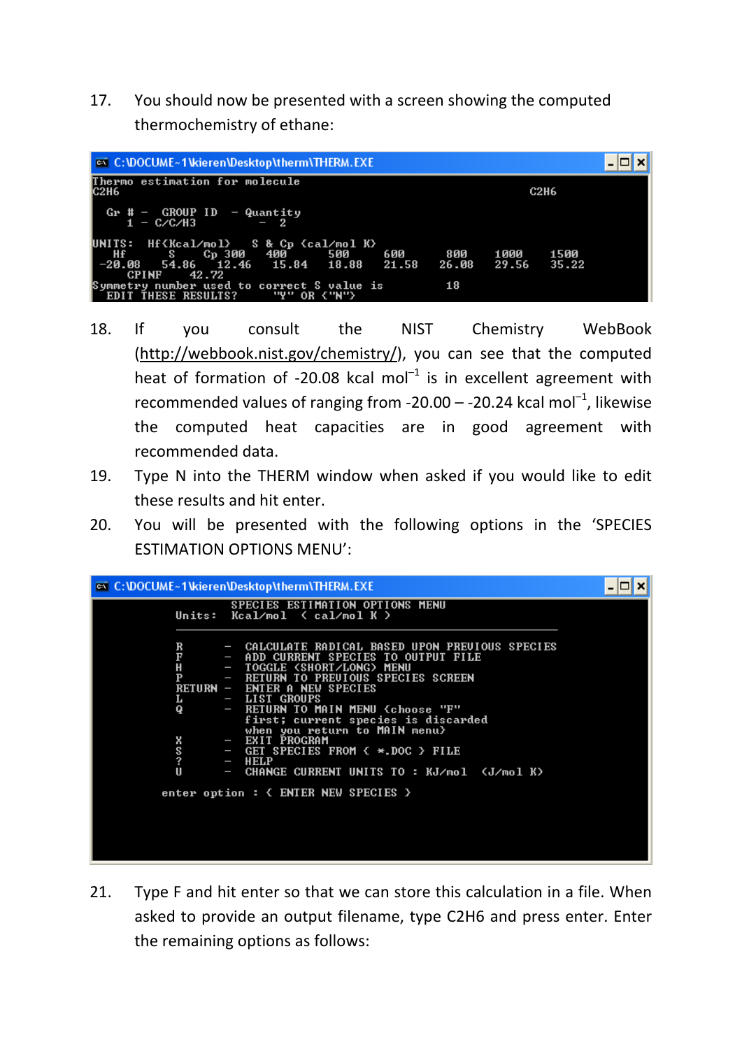17. You should now be presented with a screen showing the computed thermochemistry of ethane:

```
C:\DOCUME~1\kieren\Desktop\therm\THERM.EXE
Thermo estimation for molecule
C2H6                                                              C2H6

  Gr # -  GROUP ID  - Quantity
     1 - C/C/H3         -  2

UNITS:  Hf(Kcal/mol)   S & Cp (cal/mol K)
   Hf        S     Cp 300   400      500      600     800     1000    1500
 -20.08    54.86   12.46   15.84    18.88    21.58   26.08   29.56   35.22
     CPINF       42.72
Symmetry number used to correct S value is          18
  EDIT THESE RESULTS?        "Y" OR ("N")
```

18. If you consult the NIST Chemistry WebBook (http://webbook.nist.gov/chemistry/), you can see that the computed heat of formation of -20.08 kcal mol$^{-1}$ is in excellent agreement with recommended values of ranging from -20.00 – -20.24 kcal mol$^{-1}$, likewise the computed heat capacities are in good agreement with recommended data.
19. Type N into the THERM window when asked if you would like to edit these results and hit enter.
20. You will be presented with the following options in the 'SPECIES ESTIMATION OPTIONS MENU':

```
C:\DOCUME~1\kieren\Desktop\therm\THERM.EXE
                SPECIES ESTIMATION OPTIONS MENU
            Units:  Kcal/mol  ( cal/mol K )
            ________________________________________________________

            R      -  CALCULATE RADICAL BASED UPON PREVIOUS SPECIES
            F      -  ADD CURRENT SPECIES TO OUTPUT FILE
            H      -  TOGGLE (SHORT/LONG) MENU
            P      -  RETURN TO PREVIOUS SPECIES SCREEN
            RETURN -  ENTER A NEW SPECIES
            L      -  LIST GROUPS
            Q      -  RETURN TO MAIN MENU (choose "F"
                      first; current species is discarded
                      when you return to MAIN menu)
            X      -  EXIT PROGRAM
            S      -  GET SPECIES FROM ( *.DOC ) FILE
            ?      -  HELP
            U      -  CHANGE CURRENT UNITS TO : KJ/mol  (J/mol K)

          enter option : ( ENTER NEW SPECIES )
```

21. Type F and hit enter so that we can store this calculation in a file. When asked to provide an output filename, type C2H6 and press enter. Enter the remaining options as follows: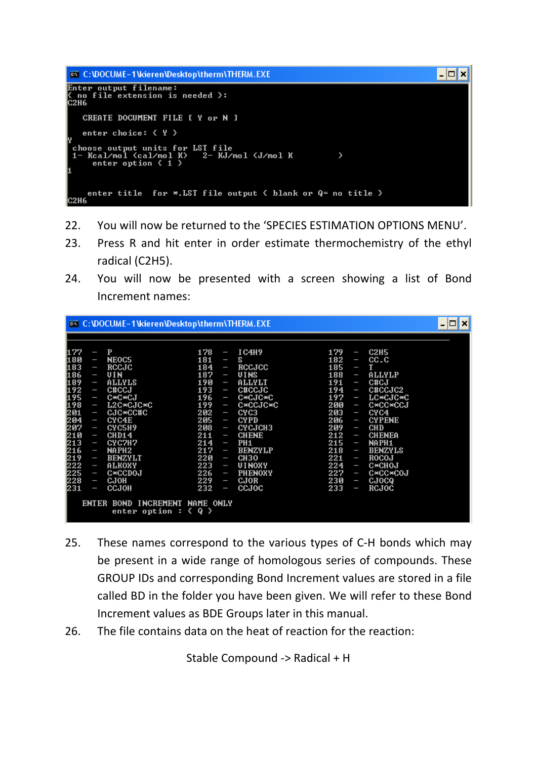```
C:\DOCUME~1\kieren\Desktop\therm\THERM.EXE
Enter output filename:
( no file extension is needed ):
C2H6

   CREATE DOCUMENT FILE [ Y or N ]

   enter choice: ( Y )
Y
 choose output units for LST file
 1- Kcal/mol (cal/mol K)    2- KJ/mol (J/mol K               )
     enter option ( 1 )
1

    enter title  for *.LST file output ( blank or Q= no title )
C2H6
```

22. You will now be returned to the 'SPECIES ESTIMATION OPTIONS MENU'.
23. Press R and hit enter in order estimate thermochemistry of the ethyl radical (C2H5).
24. You will now be presented with a screen showing a list of Bond Increment names:

```
C:\DOCUME~1\kieren\Desktop\therm\THERM.EXE

177 - P                 178 - IC4H9             179 - C2H5
180 - NEOC5             181 - S                 182 - CC.C
183 - RCCJC             184 - RCCJCC            185 - T
186 - VIN               187 - VINS              188 - ALLYLP
189 - ALLYLS            190 - ALLYLT            191 - C#CJ
192 - C#CCJ             193 - C#CCJC            194 - C#CCJC2
195 - C*C*CJ            196 - C*CJC*C           197 - LC*CJC*C
198 - L2C*CJC*C         199 - C*CCJC*C          200 - C*CC*CCJ
201 - CJC*CC#C          202 - CYC3              203 - CYC4
204 - CYC4E             205 - CYPD              206 - CYPENE
207 - CYC5H9            208 - CYCJCH3           209 - CHD
210 - CHD14             211 - CHENE             212 - CHENEA
213 - CYC7H7            214 - PH1               215 - NAPH1
216 - NAPH2             217 - BENZYLP           218 - BENZYLS
219 - BENZYLT           220 - CH3O              221 - ROCOJ
222 - ALKOXY            223 - VINOXY            224 - C*CHOJ
225 - C*CCDOJ           226 - PHENOXY           227 - C*CC*COJ
228 - CJOH              229 - CJOR              230 - CJOCQ
231 - CCJOH             232 - CCJOC             233 - RCJOC

   ENTER BOND INCREMENT NAME ONLY
         enter option : ( Q )
```

25. These names correspond to the various types of C-H bonds which may be present in a wide range of homologous series of compounds. These GROUP IDs and corresponding Bond Increment values are stored in a file called BD in the folder you have been given. We will refer to these Bond Increment values as BDE Groups later in this manual.
26. The file contains data on the heat of reaction for the reaction:

Stable Compound -> Radical + H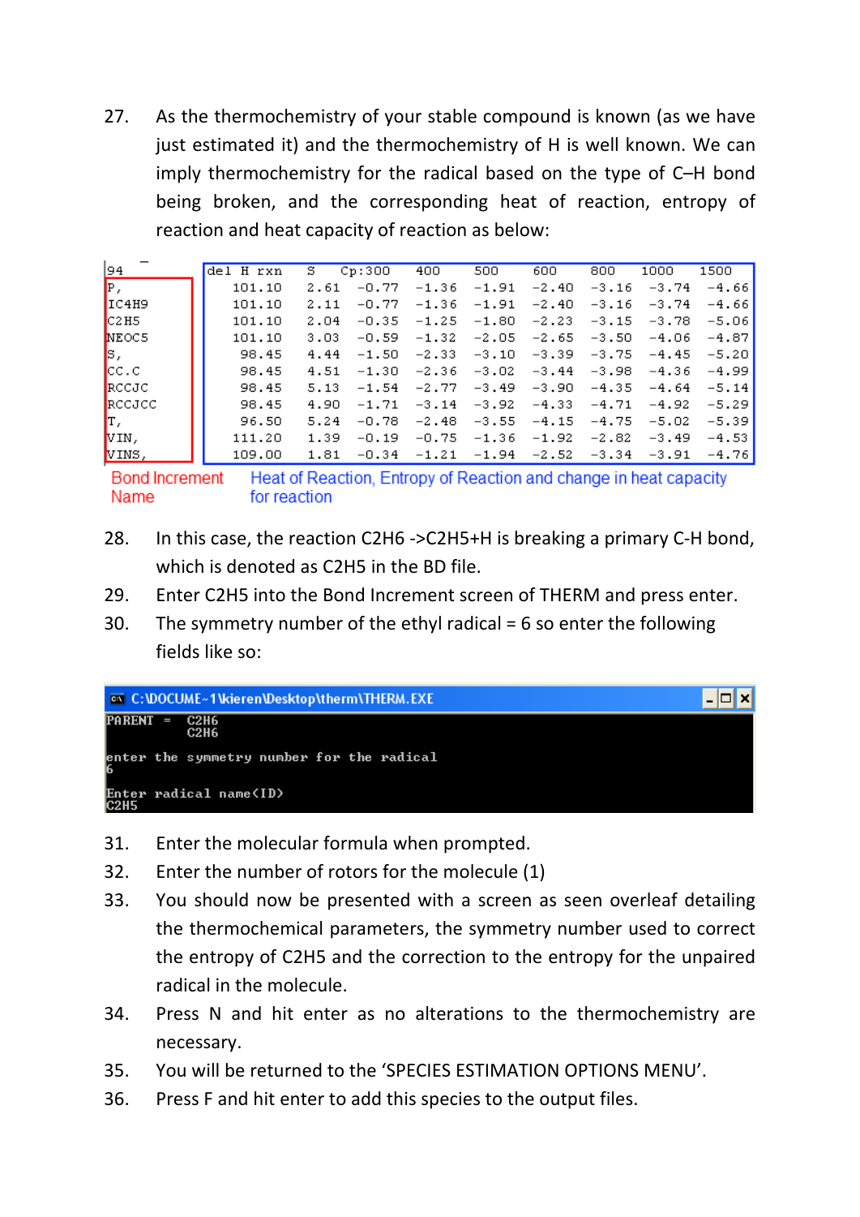27. As the thermochemistry of your stable compound is known (as we have just estimated it) and the thermochemistry of H is well known. We can imply thermochemistry for the radical based on the type of C–H bond being broken, and the corresponding heat of reaction, entropy of reaction and heat capacity of reaction as below:

| 94 | del H rxn | S | Cp:300 | 400 | 500 | 600 | 800 | 1000 | 1500 |
|---|---|---|---|---|---|---|---|---|---|
| P, | 101.10 | 2.61 | -0.77 | -1.36 | -1.91 | -2.40 | -3.16 | -3.74 | -4.66 |
| IC4H9 | 101.10 | 2.11 | -0.77 | -1.36 | -1.91 | -2.40 | -3.16 | -3.74 | -4.66 |
| C2H5 | 101.10 | 2.04 | -0.35 | -1.25 | -1.80 | -2.23 | -3.15 | -3.78 | -5.06 |
| NEOC5 | 101.10 | 3.03 | -0.59 | -1.32 | -2.05 | -2.65 | -3.50 | -4.06 | -4.87 |
| S, | 98.45 | 4.44 | -1.50 | -2.33 | -3.10 | -3.39 | -3.75 | -4.45 | -5.20 |
| CC.C | 98.45 | 4.51 | -1.30 | -2.36 | -3.02 | -3.44 | -3.98 | -4.36 | -4.99 |
| RCCJC | 98.45 | 5.13 | -1.54 | -2.77 | -3.49 | -3.90 | -4.35 | -4.64 | -5.14 |
| RCCJCC | 98.45 | 4.90 | -1.71 | -3.14 | -3.92 | -4.33 | -4.71 | -4.92 | -5.29 |
| T, | 96.50 | 5.24 | -0.78 | -2.48 | -3.55 | -4.15 | -4.75 | -5.02 | -5.39 |
| VIN, | 111.20 | 1.39 | -0.19 | -0.75 | -1.36 | -1.92 | -2.82 | -3.49 | -4.53 |
| VINS, | 109.00 | 1.81 | -0.34 | -1.21 | -1.94 | -2.52 | -3.34 | -3.91 | -4.76 |

Bond Increment Name — Heat of Reaction, Entropy of Reaction and change in heat capacity for reaction

28. In this case, the reaction C2H6 ->C2H5+H is breaking a primary C-H bond, which is denoted as C2H5 in the BD file.
29. Enter C2H5 into the Bond Increment screen of THERM and press enter.
30. The symmetry number of the ethyl radical = 6 so enter the following fields like so:

```
C:\DOCUME~1\kieren\Desktop\therm\THERM.EXE
PARENT  =   C2H6
            C2H6

enter the symmetry number for the radical
6

Enter radical name(ID)
C2H5
```

31. Enter the molecular formula when prompted.
32. Enter the number of rotors for the molecule (1)
33. You should now be presented with a screen as seen overleaf detailing the thermochemical parameters, the symmetry number used to correct the entropy of C2H5 and the correction to the entropy for the unpaired radical in the molecule.
34. Press N and hit enter as no alterations to the thermochemistry are necessary.
35. You will be returned to the 'SPECIES ESTIMATION OPTIONS MENU'.
36. Press F and hit enter to add this species to the output files.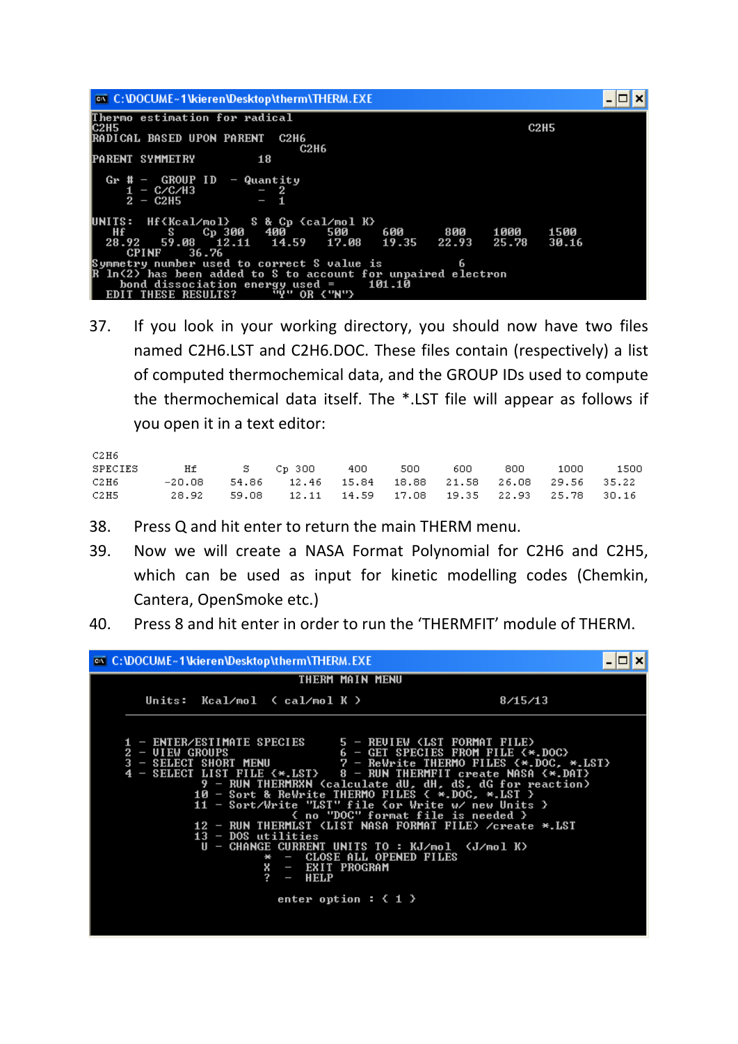```
C:\DOCUME~1\kieren\Desktop\therm\THERM.EXE
Thermo estimation for radical
C2H5                                                    C2H5
RADICAL BASED UPON PARENT  C2H6
                              C2H6
PARENT SYMMETRY          18

  Gr # -  GROUP ID  - Quantity
    1 - C/C/H3        -  2
    2 - C2H5          -  1

UNITS:  Hf(Kcal/mol)   S & Cp (cal/mol K)
   Hf       S     Cp 300   400      500      600      800     1000     1500
  28.92   59.08    12.11   14.59    17.08    19.35    22.93    25.78    30.16
      CPINF     36.76
Symmetry number used to correct S value is              6
R ln(2) has been added to S to account for unpaired electron
     bond dissociation energy used =      101.10
  EDIT THESE RESULTS?        "Y" OR ("N")
```

37. If you look in your working directory, you should now have two files named C2H6.LST and C2H6.DOC. These files contain (respectively) a list of computed thermochemical data, and the GROUP IDs used to compute the thermochemical data itself. The *.LST file will appear as follows if you open it in a text editor:

```
C2H6
SPECIES       Hf        S     Cp 300    400      500      600      800     1000     1500
C2H6        -20.08    54.86    12.46    15.84    18.88    21.58    26.08    29.56    35.22
C2H5         28.92    59.08    12.11    14.59    17.08    19.35    22.93    25.78    30.16
```

38. Press Q and hit enter to return the main THERM menu.
39. Now we will create a NASA Format Polynomial for C2H6 and C2H5, which can be used as input for kinetic modelling codes (Chemkin, Cantera, OpenSmoke etc.)
40. Press 8 and hit enter in order to run the 'THERMFIT' module of THERM.

```
C:\DOCUME~1\kieren\Desktop\therm\THERM.EXE
                          THERM MAIN MENU

     Units:  Kcal/mol  ( cal/mol K )                      8/15/13
  ____________________________________________________________________

  1 - ENTER/ESTIMATE SPECIES        5 - REVIEW (LST FORMAT FILE)
  2 - VIEW GROUPS                   6 - GET SPECIES FROM FILE (*.DOC)
  3 - SELECT SHORT MENU             7 - ReWrite THERMO FILES (*.DOC, *.LST)
  4 - SELECT LIST FILE (*.LST)      8 - RUN THERMFIT create NASA (*.DAT)
                  9 - RUN THERMRXN (calculate dU, dH, dS, dG for reaction)
                 10 - Sort & ReWrite THERMO FILES ( *.DOC, *.LST )
                 11 - Sort/Write "LST" file (or Write w/ new Units )
                          ( no "DOC" format file is needed )
                 12 - RUN THERMLST (LIST NASA FORMAT FILE) /create *.LST
                 13 - DOS utilities
                  U - CHANGE CURRENT UNITS TO : KJ/mol  (J/mol K)
                           *  -  CLOSE ALL OPENED FILES
                           X  -  EXIT PROGRAM
                           ?  -  HELP

                         enter option : ( 1 )
```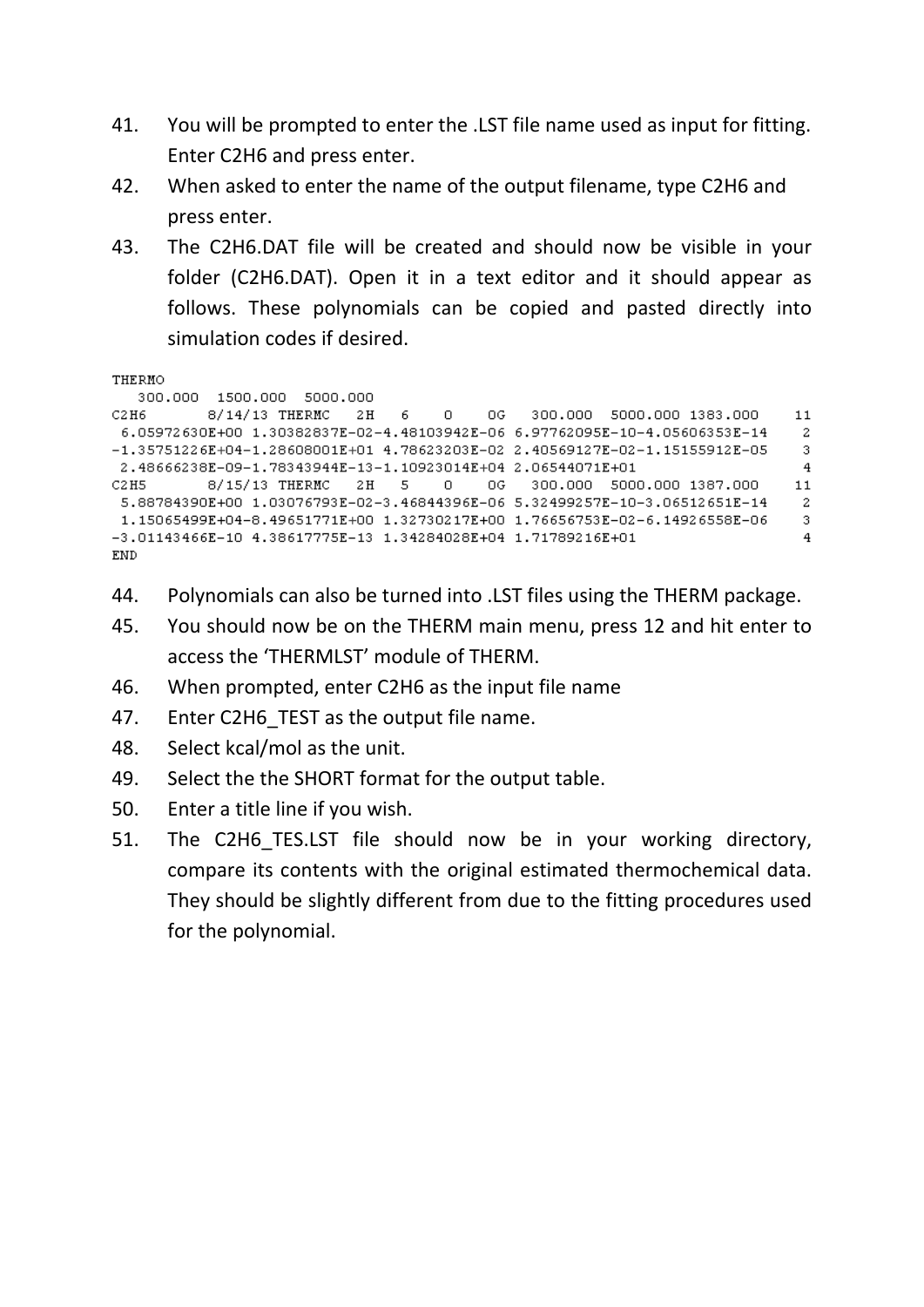41. You will be prompted to enter the .LST file name used as input for fitting. Enter C2H6 and press enter.
42. When asked to enter the name of the output filename, type C2H6 and press enter.
43. The C2H6.DAT file will be created and should now be visible in your folder (C2H6.DAT). Open it in a text editor and it should appear as follows. These polynomials can be copied and pasted directly into simulation codes if desired.

```
THERMO
   300.000  1500.000  5000.000
C2H6      8/14/13 THERMC   2H   6    0    0G   300.000  5000.000 1383.000    11
 6.05972630E+00 1.30382837E-02-4.48103942E-06 6.97762095E-10-4.05606353E-14    2
-1.35751226E+04-1.28608001E+01 4.78623203E-02 2.40569127E-02-1.15155912E-05    3
 2.48666238E-09-1.78343944E-13-1.10923014E+04 2.06544071E+01                   4
C2H5      8/15/13 THERMC   2H   5    0    0G   300.000  5000.000 1387.000    11
 5.88784390E+00 1.03076793E-02-3.46844396E-06 5.32499257E-10-3.06512651E-14    2
 1.15065499E+04-8.49651771E+00 1.32730217E+00 1.76656753E-02-6.14926558E-06    3
-3.01143466E-10 4.38617775E-13 1.34284028E+04 1.71789216E+01                   4
END
```

44. Polynomials can also be turned into .LST files using the THERM package.
45. You should now be on the THERM main menu, press 12 and hit enter to access the 'THERMLST' module of THERM.
46. When prompted, enter C2H6 as the input file name
47. Enter C2H6_TEST as the output file name.
48. Select kcal/mol as the unit.
49. Select the the SHORT format for the output table.
50. Enter a title line if you wish.
51. The C2H6_TES.LST file should now be in your working directory, compare its contents with the original estimated thermochemical data. They should be slightly different from due to the fitting procedures used for the polynomial.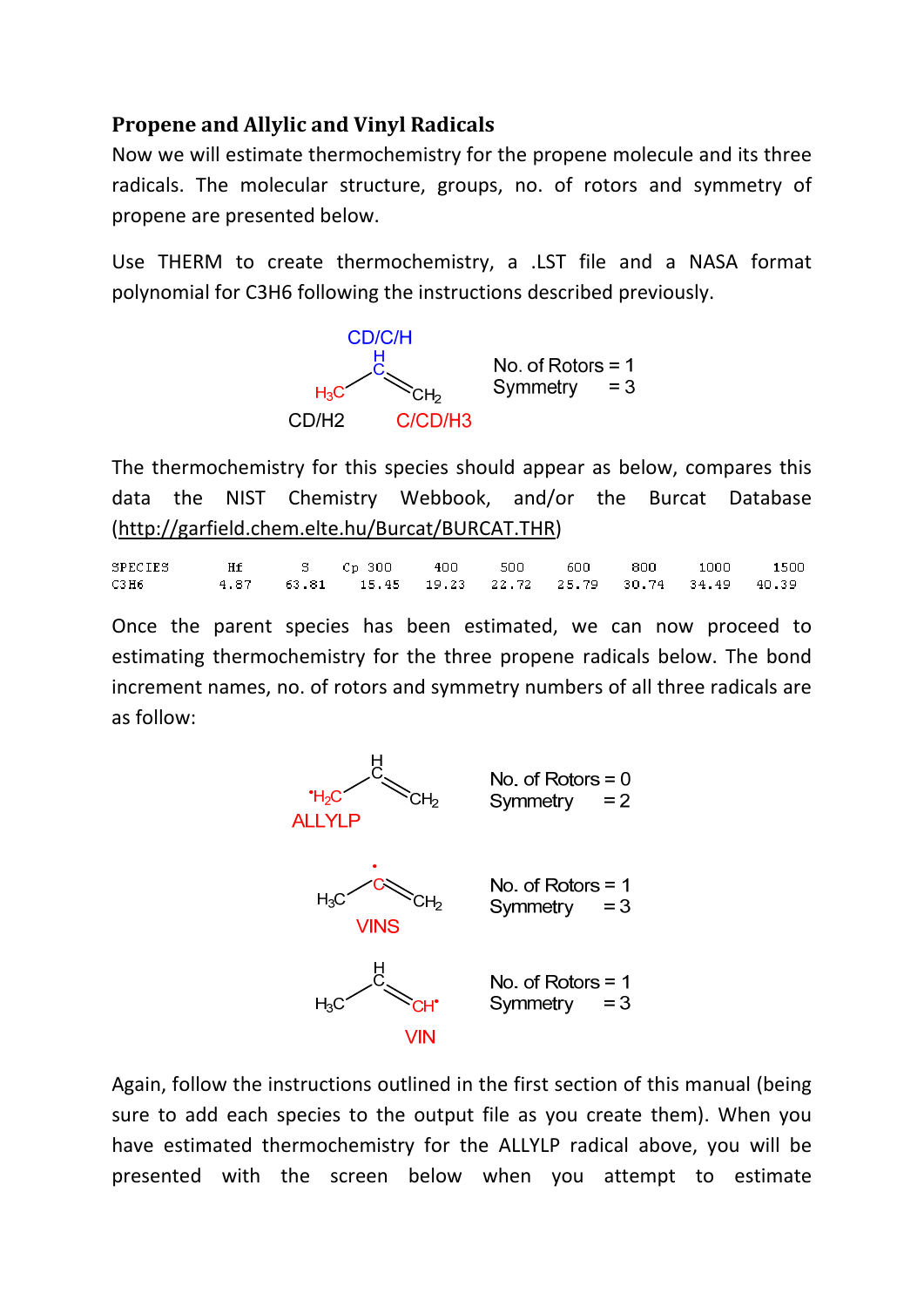## Propene and Allylic and Vinyl Radicals

Now we will estimate thermochemistry for the propene molecule and its three radicals. The molecular structure, groups, no. of rotors and symmetry of propene are presented below.

Use THERM to create thermochemistry, a .LST file and a NASA format polynomial for C3H6 following the instructions described previously.

CD/C/H

CD/H2 C/CD/H3

No. of Rotors = 1
Symmetry = 3

The thermochemistry for this species should appear as below, compares this data the NIST Chemistry Webbook, and/or the Burcat Database (http://garfield.chem.elte.hu/Burcat/BURCAT.THR)

| SPECIES | Hf | S | Cp 300 | 400 | 500 | 600 | 800 | 1000 | 1500 |
|---|---|---|---|---|---|---|---|---|---|
| C3H6 | 4.87 | 63.81 | 15.45 | 19.23 | 22.72 | 25.79 | 30.74 | 34.49 | 40.39 |

Once the parent species has been estimated, we can now proceed to estimating thermochemistry for the three propene radicals below. The bond increment names, no. of rotors and symmetry numbers of all three radicals are as follow:

ALLYLP — No. of Rotors = 0, Symmetry = 2

VINS — No. of Rotors = 1, Symmetry = 3

VIN — No. of Rotors = 1, Symmetry = 3

Again, follow the instructions outlined in the first section of this manual (being sure to add each species to the output file as you create them). When you have estimated thermochemistry for the ALLYLP radical above, you will be presented with the screen below when you attempt to estimate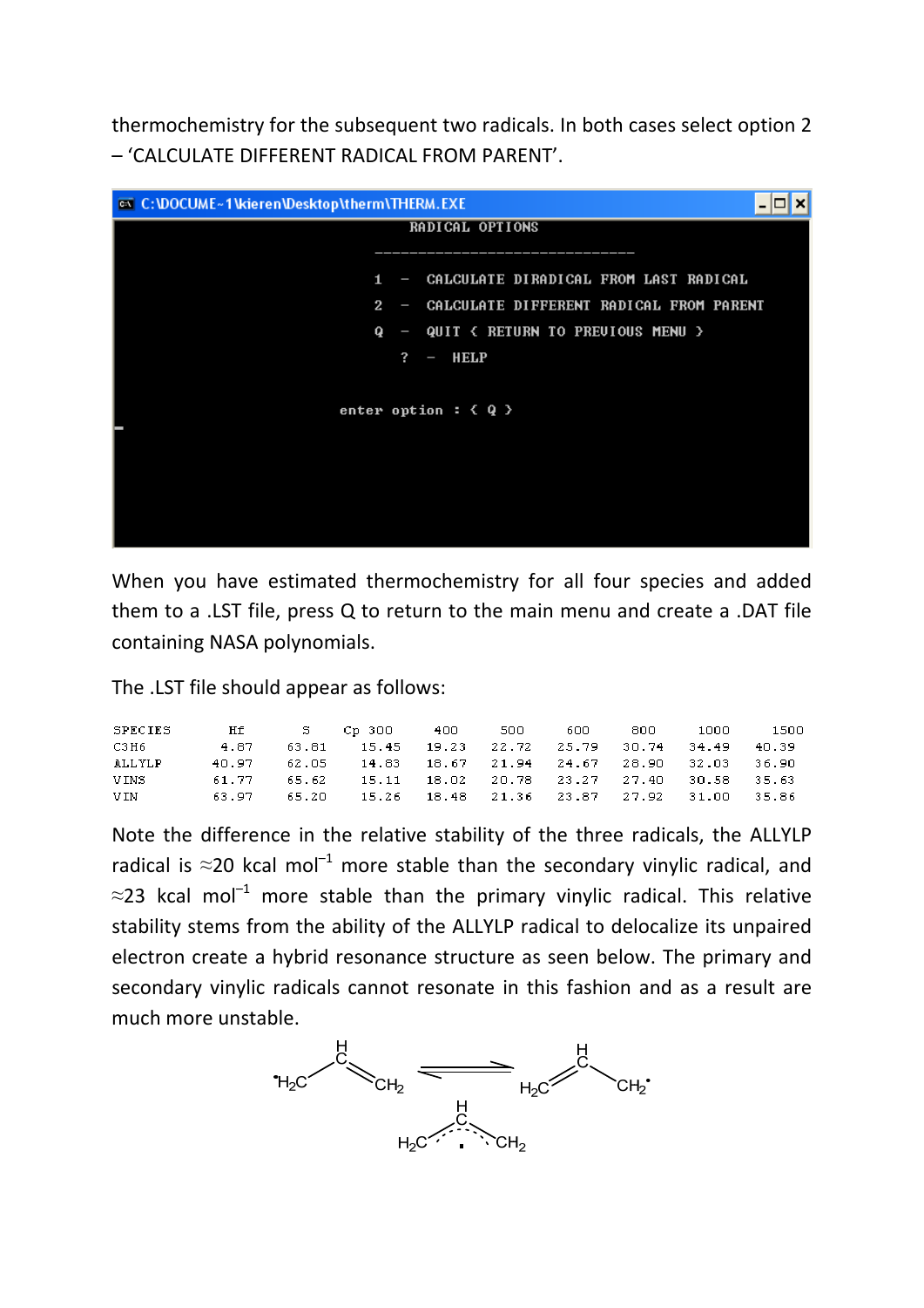thermochemistry for the subsequent two radicals. In both cases select option 2 – 'CALCULATE DIFFERENT RADICAL FROM PARENT'.

```
C:\DOCUME~1\kieren\Desktop\therm\THERM.EXE
                              RADICAL OPTIONS

                         --------------------------------

                         1  -  CALCULATE DIRADICAL FROM LAST RADICAL
                         2  -  CALCULATE DIFFERENT RADICAL FROM PARENT
                         Q  -  QUIT ( RETURN TO PREVIOUS MENU )
                            ?  -  HELP


                     enter option : ( Q )
```

When you have estimated thermochemistry for all four species and added them to a .LST file, press Q to return to the main menu and create a .DAT file containing NASA polynomials.

The .LST file should appear as follows:

| SPECIES | Hf | S | Cp 300 | 400 | 500 | 600 | 800 | 1000 | 1500 |
|---|---|---|---|---|---|---|---|---|---|
| C3H6 | 4.87 | 63.81 | 15.45 | 19.23 | 22.72 | 25.79 | 30.74 | 34.49 | 40.39 |
| ALLYLP | 40.97 | 62.05 | 14.83 | 18.67 | 21.94 | 24.67 | 28.90 | 32.03 | 36.90 |
| VINS | 61.77 | 65.62 | 15.11 | 18.02 | 20.78 | 23.27 | 27.40 | 30.58 | 35.63 |
| VIN | 63.97 | 65.20 | 15.26 | 18.48 | 21.36 | 23.87 | 27.92 | 31.00 | 35.86 |

Note the difference in the relative stability of the three radicals, the ALLYLP radical is ≈20 kcal mol$^{-1}$ more stable than the secondary vinylic radical, and ≈23 kcal mol$^{-1}$ more stable than the primary vinylic radical. This relative stability stems from the ability of the ALLYLP radical to delocalize its unpaired electron create a hybrid resonance structure as seen below. The primary and secondary vinylic radicals cannot resonate in this fashion and as a result are much more unstable.

$$\dot{C}H_2{-}CH{=}CH_2 \rightleftharpoons CH_2{=}CH{-}\dot{C}H_2$$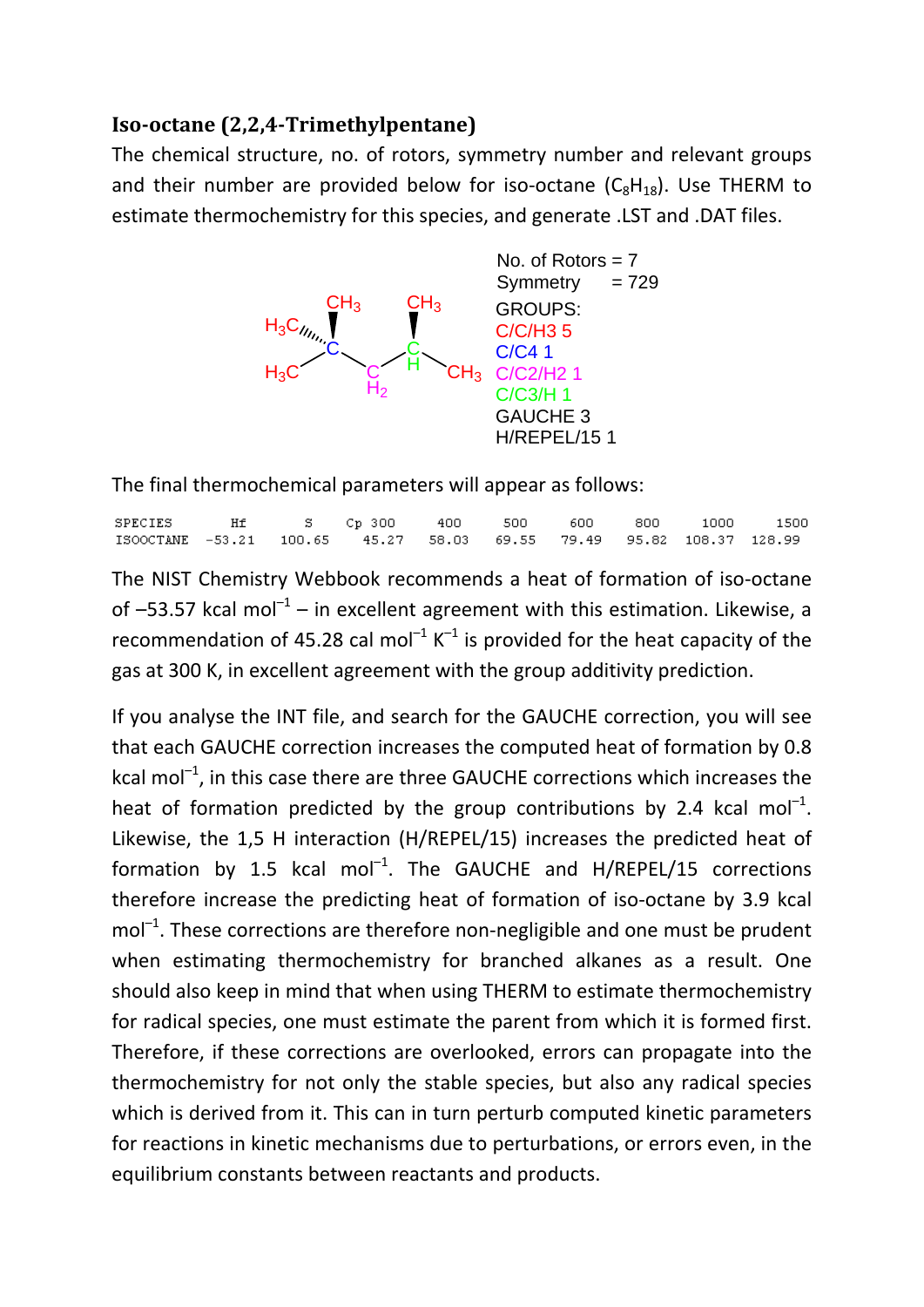### Iso-octane (2,2,4-Trimethylpentane)

The chemical structure, no. of rotors, symmetry number and relevant groups and their number are provided below for iso-octane ($C_8H_{18}$). Use THERM to estimate thermochemistry for this species, and generate .LST and .DAT files.

No. of Rotors = 7
Symmetry = 729
GROUPS:
C/C/H3 5
C/C4 1
C/C2/H2 1
C/C3/H 1
GAUCHE 3
H/REPEL/15 1

The final thermochemical parameters will appear as follows:

| SPECIES | Hf | S | Cp 300 | 400 | 500 | 600 | 800 | 1000 | 1500 |
|---|---|---|---|---|---|---|---|---|---|
| ISOOCTANE | -53.21 | 100.65 | 45.27 | 58.03 | 69.55 | 79.49 | 95.82 | 108.37 | 128.99 |

The NIST Chemistry Webbook recommends a heat of formation of iso-octane of –53.57 kcal mol$^{-1}$ – in excellent agreement with this estimation. Likewise, a recommendation of 45.28 cal mol$^{-1}$ K$^{-1}$ is provided for the heat capacity of the gas at 300 K, in excellent agreement with the group additivity prediction.

If you analyse the INT file, and search for the GAUCHE correction, you will see that each GAUCHE correction increases the computed heat of formation by 0.8 kcal mol$^{-1}$, in this case there are three GAUCHE corrections which increases the heat of formation predicted by the group contributions by 2.4 kcal mol$^{-1}$. Likewise, the 1,5 H interaction (H/REPEL/15) increases the predicted heat of formation by 1.5 kcal mol$^{-1}$. The GAUCHE and H/REPEL/15 corrections therefore increase the predicting heat of formation of iso-octane by 3.9 kcal mol$^{-1}$. These corrections are therefore non-negligible and one must be prudent when estimating thermochemistry for branched alkanes as a result. One should also keep in mind that when using THERM to estimate thermochemistry for radical species, one must estimate the parent from which it is formed first. Therefore, if these corrections are overlooked, errors can propagate into the thermochemistry for not only the stable species, but also any radical species which is derived from it. This can in turn perturb computed kinetic parameters for reactions in kinetic mechanisms due to perturbations, or errors even, in the equilibrium constants between reactants and products.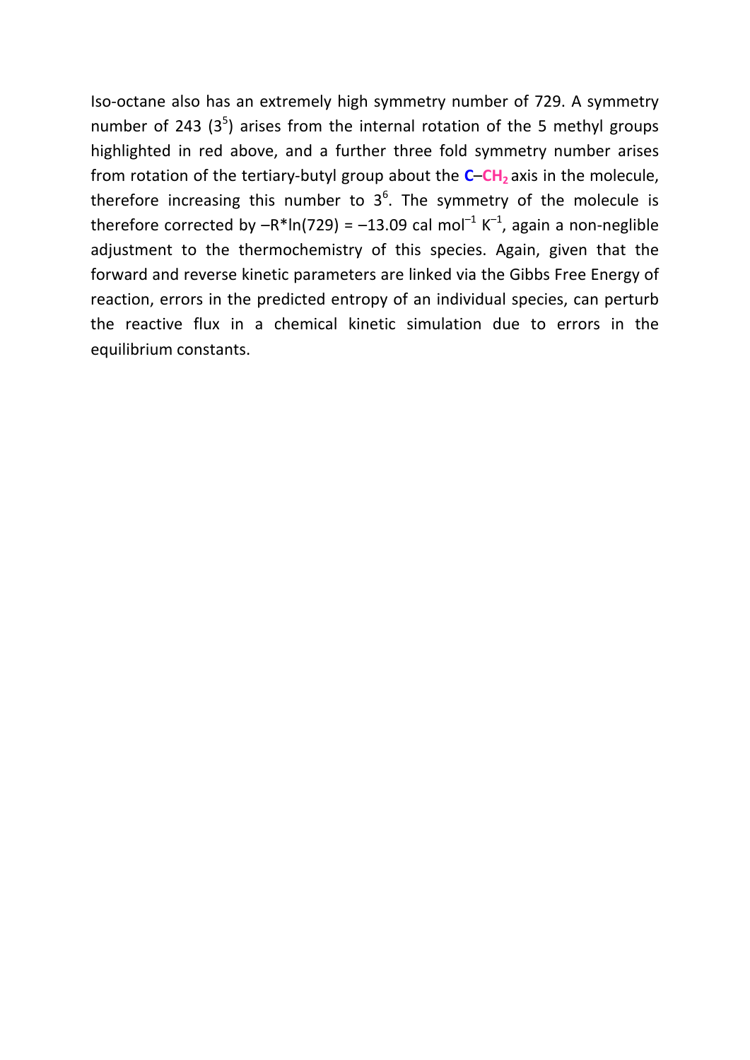Iso-octane also has an extremely high symmetry number of 729. A symmetry number of 243 ($3^5$) arises from the internal rotation of the 5 methyl groups highlighted in red above, and a further three fold symmetry number arises from rotation of the tertiary-butyl group about the **C**–**$CH_2$** axis in the molecule, therefore increasing this number to $3^6$. The symmetry of the molecule is therefore corrected by $-R*\ln(729) = -13.09$ cal $mol^{-1}$ $K^{-1}$, again a non-neglible adjustment to the thermochemistry of this species. Again, given that the forward and reverse kinetic parameters are linked via the Gibbs Free Energy of reaction, errors in the predicted entropy of an individual species, can perturb the reactive flux in a chemical kinetic simulation due to errors in the equilibrium constants.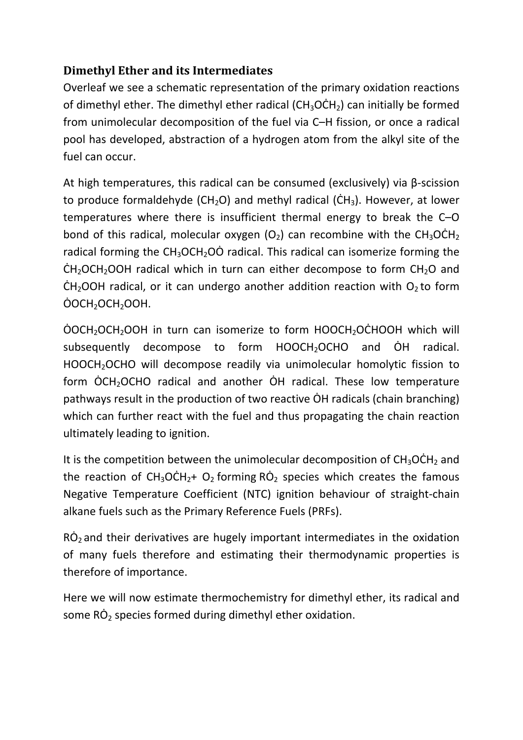## Dimethyl Ether and its Intermediates

Overleaf we see a schematic representation of the primary oxidation reactions of dimethyl ether. The dimethyl ether radical ($CH_3O\dot{C}H_2$) can initially be formed from unimolecular decomposition of the fuel via C–H fission, or once a radical pool has developed, abstraction of a hydrogen atom from the alkyl site of the fuel can occur.

At high temperatures, this radical can be consumed (exclusively) via β-scission to produce formaldehyde ($CH_2O$) and methyl radical ($\dot{C}H_3$). However, at lower temperatures where there is insufficient thermal energy to break the C–O bond of this radical, molecular oxygen ($O_2$) can recombine with the $CH_3O\dot{C}H_2$ radical forming the $CH_3OCH_2O\dot{O}$ radical. This radical can isomerize forming the $\dot{C}H_2OCH_2OOH$ radical which in turn can either decompose to form $CH_2O$ and $\dot{C}H_2OOH$ radical, or it can undergo another addition reaction with $O_2$ to form $\dot{O}OCH_2OCH_2OOH$.

$\dot{O}OCH_2OCH_2OOH$ in turn can isomerize to form $HOOCH_2O\dot{C}HOOH$ which will subsequently decompose to form $HOOCH_2OCHO$ and $\dot{O}H$ radical. $HOOCH_2OCHO$ will decompose readily via unimolecular homolytic fission to form $\dot{O}CH_2OCHO$ radical and another $\dot{O}H$ radical. These low temperature pathways result in the production of two reactive $\dot{O}H$ radicals (chain branching) which can further react with the fuel and thus propagating the chain reaction ultimately leading to ignition.

It is the competition between the unimolecular decomposition of $CH_3O\dot{C}H_2$ and the reaction of $CH_3O\dot{C}H_2$+ $O_2$ forming $R\dot{O}_2$ species which creates the famous Negative Temperature Coefficient (NTC) ignition behaviour of straight-chain alkane fuels such as the Primary Reference Fuels (PRFs).

$R\dot{O}_2$ and their derivatives are hugely important intermediates in the oxidation of many fuels therefore and estimating their thermodynamic properties is therefore of importance.

Here we will now estimate thermochemistry for dimethyl ether, its radical and some $R\dot{O}_2$ species formed during dimethyl ether oxidation.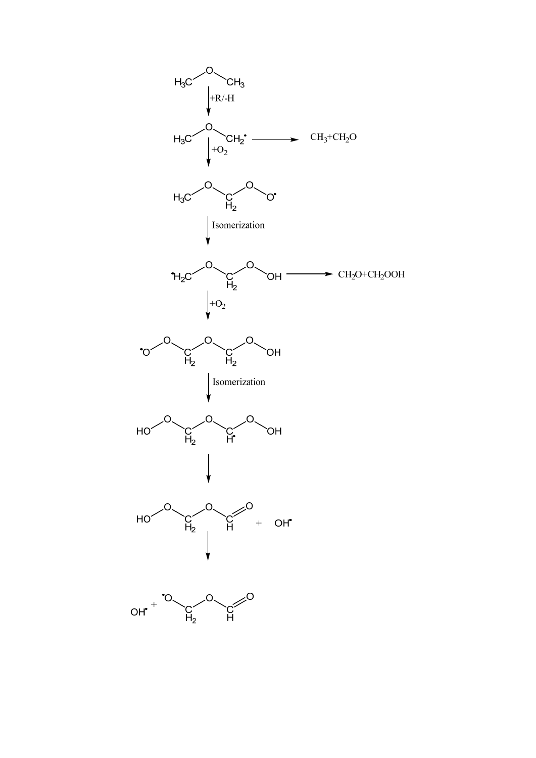$H_3C-O-CH_3$

↓ +R/-H

$H_3C-O-CH_2^{\bullet}$ ⟶ $CH_3+CH_2O$

↓ $+O_2$

$H_3C-O-CH_2-O-O^{\bullet}$

↓ Isomerization

$^{\bullet}H_2C-O-CH_2-O-OH$ ⟶ $CH_2O+CH_2OOH$

↓ $+O_2$

$^{\bullet}O-O-CH_2-O-CH_2-O-OH$

↓ Isomerization

$HO-O-CH_2-O-CH^{\bullet}-O-OH$

↓

$HO-O-CH_2-O-CH=O$ + $OH^{\bullet}$

↓

$OH^{\bullet}$ + $^{\bullet}O-CH_2-O-CH=O$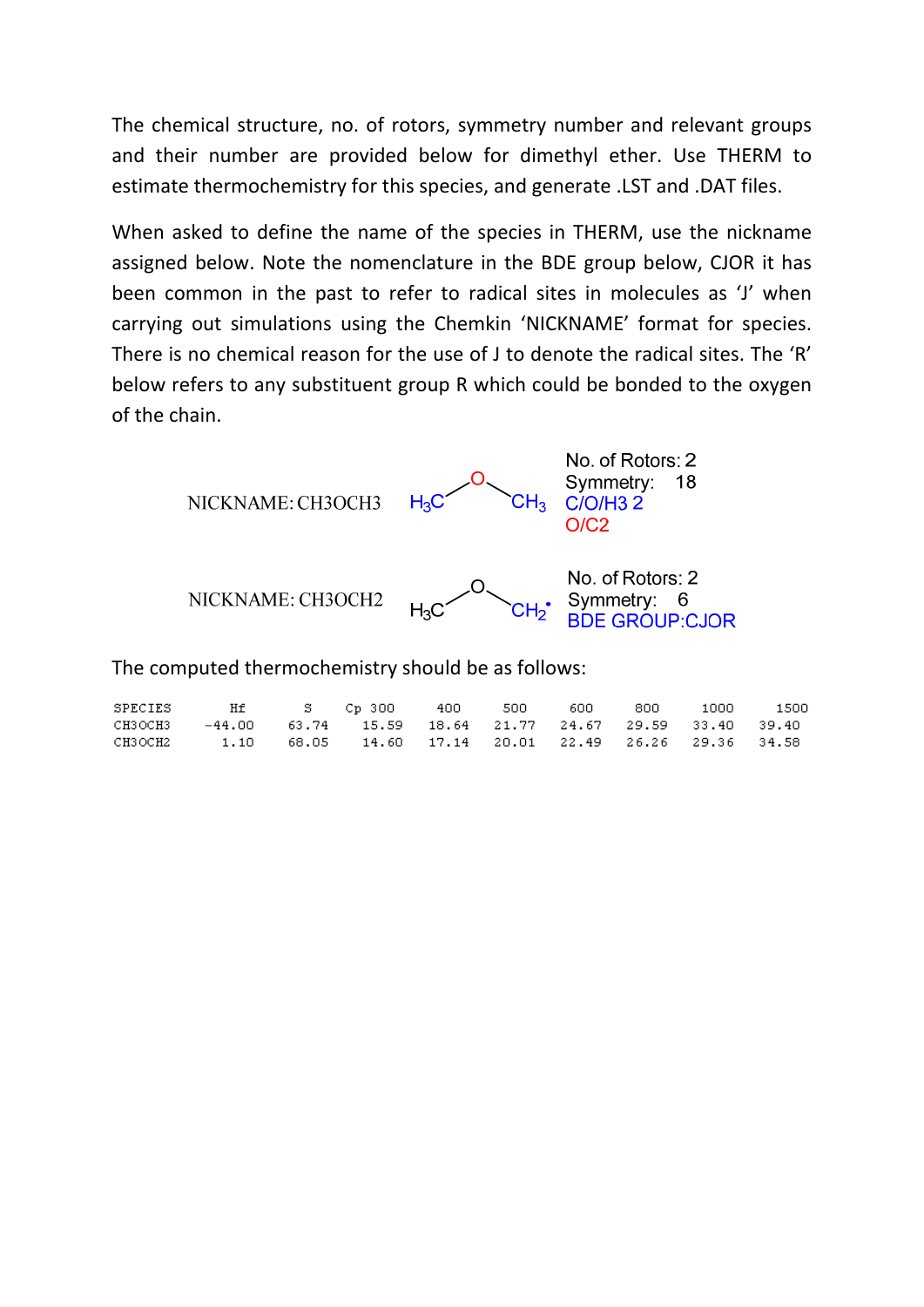The chemical structure, no. of rotors, symmetry number and relevant groups and their number are provided below for dimethyl ether. Use THERM to estimate thermochemistry for this species, and generate .LST and .DAT files.

When asked to define the name of the species in THERM, use the nickname assigned below. Note the nomenclature in the BDE group below, CJOR it has been common in the past to refer to radical sites in molecules as 'J' when carrying out simulations using the Chemkin 'NICKNAME' format for species. There is no chemical reason for the use of J to denote the radical sites. The 'R' below refers to any substituent group R which could be bonded to the oxygen of the chain.

NICKNAME: CH3OCH3 — $H_3C$–O–$CH_3$

No. of Rotors: 2
Symmetry: 18
C/O/H3 2
O/C2

NICKNAME: CH3OCH2 — $H_3C$–O–$CH_2^{\bullet}$

No. of Rotors: 2
Symmetry: 6
BDE GROUP:CJOR

The computed thermochemistry should be as follows:

| SPECIES | Hf | S | Cp 300 | 400 | 500 | 600 | 800 | 1000 | 1500 |
|---|---|---|---|---|---|---|---|---|---|
| CH3OCH3 | -44.00 | 63.74 | 15.59 | 18.64 | 21.77 | 24.67 | 29.59 | 33.40 | 39.40 |
| CH3OCH2 | 1.10 | 68.05 | 14.60 | 17.14 | 20.01 | 22.49 | 26.26 | 29.36 | 34.58 |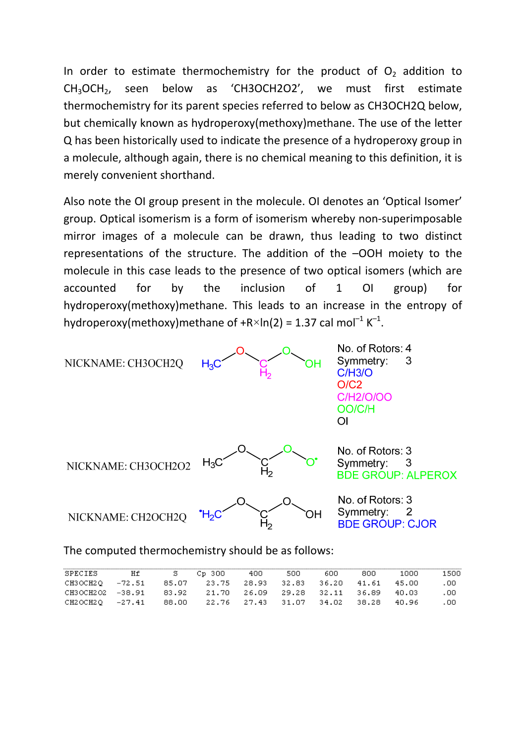In order to estimate thermochemistry for the product of $O_2$ addition to $CH_3OCH_2$, seen below as 'CH3OCH2O2', we must first estimate thermochemistry for its parent species referred to below as CH3OCH2Q below, but chemically known as hydroperoxy(methoxy)methane. The use of the letter Q has been historically used to indicate the presence of a hydroperoxy group in a molecule, although again, there is no chemical meaning to this definition, it is merely convenient shorthand.

Also note the OI group present in the molecule. OI denotes an 'Optical Isomer' group. Optical isomerism is a form of isomerism whereby non-superimposable mirror images of a molecule can be drawn, thus leading to two distinct representations of the structure. The addition of the –OOH moiety to the molecule in this case leads to the presence of two optical isomers (which are accounted for by the inclusion of 1 OI group) for hydroperoxy(methoxy)methane. This leads to an increase in the entropy of hydroperoxy(methoxy)methane of $+R\times\ln(2) = 1.37$ cal mol$^{-1}$ K$^{-1}$.

NICKNAME: CH3OCH2Q — $H_3C$–O–$CH_2$–O–OH

No. of Rotors: 4
Symmetry: 3
C/H3/O
O/C2
C/H2/O/OO
OO/C/H
OI

NICKNAME: CH3OCH2O2 — $H_3C$–O–$CH_2$–O–O•

No. of Rotors: 3
Symmetry: 3
BDE GROUP: ALPEROX

NICKNAME: CH2OCH2Q — •$H_2C$–O–$CH_2$–O–OH

No. of Rotors: 3
Symmetry: 2
BDE GROUP: CJOR

The computed thermochemistry should be as follows:

| SPECIES | Hf | S | Cp 300 | 400 | 500 | 600 | 800 | 1000 | 1500 |
|---|---|---|---|---|---|---|---|---|---|
| CH3OCH2Q | -72.51 | 85.07 | 23.75 | 28.93 | 32.83 | 36.20 | 41.61 | 45.00 | .00 |
| CH3OCH2O2 | -38.91 | 83.92 | 21.70 | 26.09 | 29.28 | 32.11 | 36.89 | 40.03 | .00 |
| CH2OCH2Q | -27.41 | 88.00 | 22.76 | 27.43 | 31.07 | 34.02 | 38.28 | 40.96 | .00 |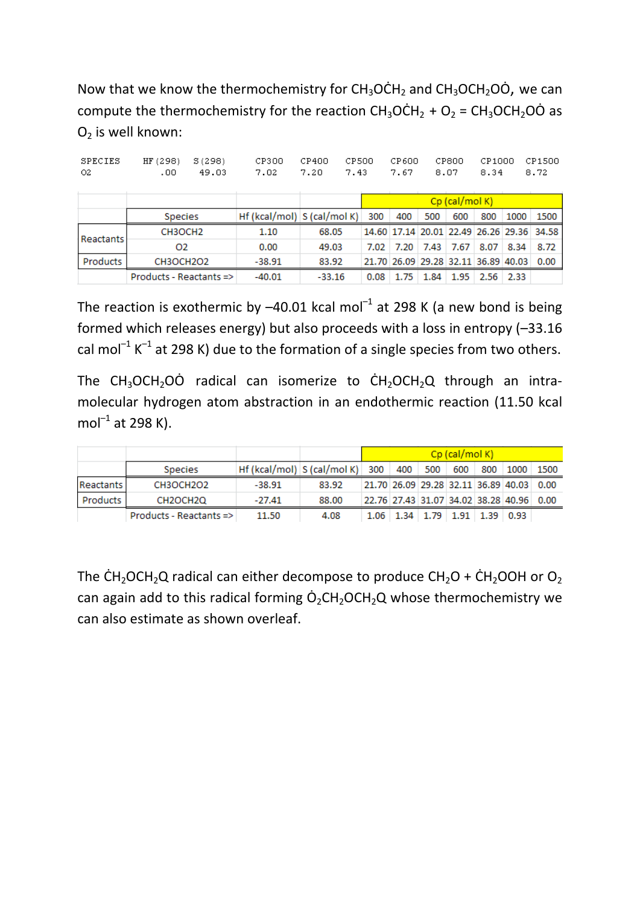Now that we know the thermochemistry for $CH_3O\dot{C}H_2$ and $CH_3OCH_2O\dot{O}$, we can compute the thermochemistry for the reaction $CH_3O\dot{C}H_2 + O_2 = CH_3OCH_2O\dot{O}$ as $O_2$ is well known:

```
SPECIES   HF(298)  S(298)    CP300   CP400   CP500   CP600   CP800   CP1000  CP1500
O2          .00    49.03     7.02    7.20    7.43    7.67    8.07    8.34    8.72
```

| | Species | Hf (kcal/mol) | S (cal/mol K) | Cp (cal/mol K) | | | | | | |
|---|---|---|---|---|---|---|---|---|---|---|
| | | | | 300 | 400 | 500 | 600 | 800 | 1000 | 1500 |
| Reactants | CH3OCH2 | 1.10 | 68.05 | 14.60 | 17.14 | 20.01 | 22.49 | 26.26 | 29.36 | 34.58 |
| | O2 | 0.00 | 49.03 | 7.02 | 7.20 | 7.43 | 7.67 | 8.07 | 8.34 | 8.72 |
| Products | CH3OCH2O2 | -38.91 | 83.92 | 21.70 | 26.09 | 29.28 | 32.11 | 36.89 | 40.03 | 0.00 |
| | Products - Reactants => | -40.01 | -33.16 | 0.08 | 1.75 | 1.84 | 1.95 | 2.56 | 2.33 | |

The reaction is exothermic by –40.01 kcal $mol^{-1}$ at 298 K (a new bond is being formed which releases energy) but also proceeds with a loss in entropy (–33.16 cal $mol^{-1}$ $K^{-1}$ at 298 K) due to the formation of a single species from two others.

The $CH_3OCH_2O\dot{O}$ radical can isomerize to $\dot{C}H_2OCH_2Q$ through an intra-molecular hydrogen atom abstraction in an endothermic reaction (11.50 kcal $mol^{-1}$ at 298 K).

| | Species | Hf (kcal/mol) | S (cal/mol K) | Cp (cal/mol K) | | | | | | |
|---|---|---|---|---|---|---|---|---|---|---|
| | | | | 300 | 400 | 500 | 600 | 800 | 1000 | 1500 |
| Reactants | CH3OCH2O2 | -38.91 | 83.92 | 21.70 | 26.09 | 29.28 | 32.11 | 36.89 | 40.03 | 0.00 |
| Products | CH2OCH2Q | -27.41 | 88.00 | 22.76 | 27.43 | 31.07 | 34.02 | 38.28 | 40.96 | 0.00 |
| | Products - Reactants => | 11.50 | 4.08 | 1.06 | 1.34 | 1.79 | 1.91 | 1.39 | 0.93 | |

The $\dot{C}H_2OCH_2Q$ radical can either decompose to produce $CH_2O + \dot{C}H_2OOH$ or $O_2$ can again add to this radical forming $\dot{O}_2CH_2OCH_2Q$ whose thermochemistry we can also estimate as shown overleaf.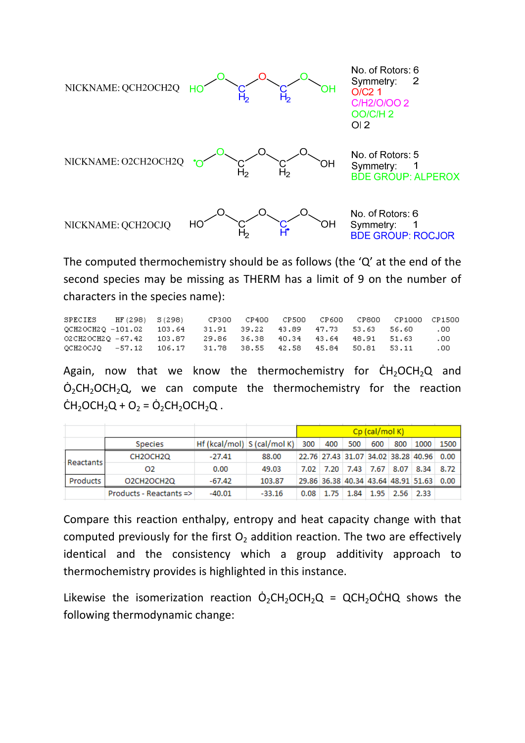NICKNAME: QCH2OCH2Q

No. of Rotors: 6
Symmetry: 2
O/C2 1
C/H2/O/OO 2
OO/C/H 2
OI 2

NICKNAME: O2CH2OCH2Q

No. of Rotors: 5
Symmetry: 1
BDE GROUP: ALPEROX

NICKNAME: QCH2OCJQ

No. of Rotors: 6
Symmetry: 1
BDE GROUP: ROCJOR

The computed thermochemistry should be as follows (the 'Q' at the end of the second species may be missing as THERM has a limit of 9 on the number of characters in the species name):

```
SPECIES     HF(298)  S(298)   CP300  CP400  CP500  CP600  CP800  CP1000  CP1500
QCH2OCH2Q  -101.02   103.64   31.91  39.22  43.89  47.73  53.63  56.60    .00
O2CH2OCH2Q  -67.42   103.87   29.86  36.38  40.34  43.64  48.91  51.63    .00
QCH2OCJQ    -57.12   106.17   31.78  38.55  42.58  45.84  50.81  53.11    .00
```

Again, now that we know the thermochemistry for $\dot{C}H_2OCH_2Q$ and $\dot{O}_2CH_2OCH_2Q$, we can compute the thermochemistry for the reaction $\dot{C}H_2OCH_2Q + O_2 = \dot{O}_2CH_2OCH_2Q$ .

| | | | | Cp (cal/mol K) | | | | | | |
|---|---|---|---|---|---|---|---|---|---|---|
| | Species | Hf (kcal/mol) | S (cal/mol K) | 300 | 400 | 500 | 600 | 800 | 1000 | 1500 |
| Reactants | CH2OCH2Q | -27.41 | 88.00 | 22.76 | 27.43 | 31.07 | 34.02 | 38.28 | 40.96 | 0.00 |
| | O2 | 0.00 | 49.03 | 7.02 | 7.20 | 7.43 | 7.67 | 8.07 | 8.34 | 8.72 |
| Products | O2CH2OCH2Q | -67.42 | 103.87 | 29.86 | 36.38 | 40.34 | 43.64 | 48.91 | 51.63 | 0.00 |
| | Products - Reactants => | -40.01 | -33.16 | 0.08 | 1.75 | 1.84 | 1.95 | 2.56 | 2.33 | |

Compare this reaction enthalpy, entropy and heat capacity change with that computed previously for the first $O_2$ addition reaction. The two are effectively identical and the consistency which a group additivity approach to thermochemistry provides is highlighted in this instance.

Likewise the isomerization reaction $\dot{O}_2CH_2OCH_2Q$ = $QCH_2O\dot{C}HQ$ shows the following thermodynamic change: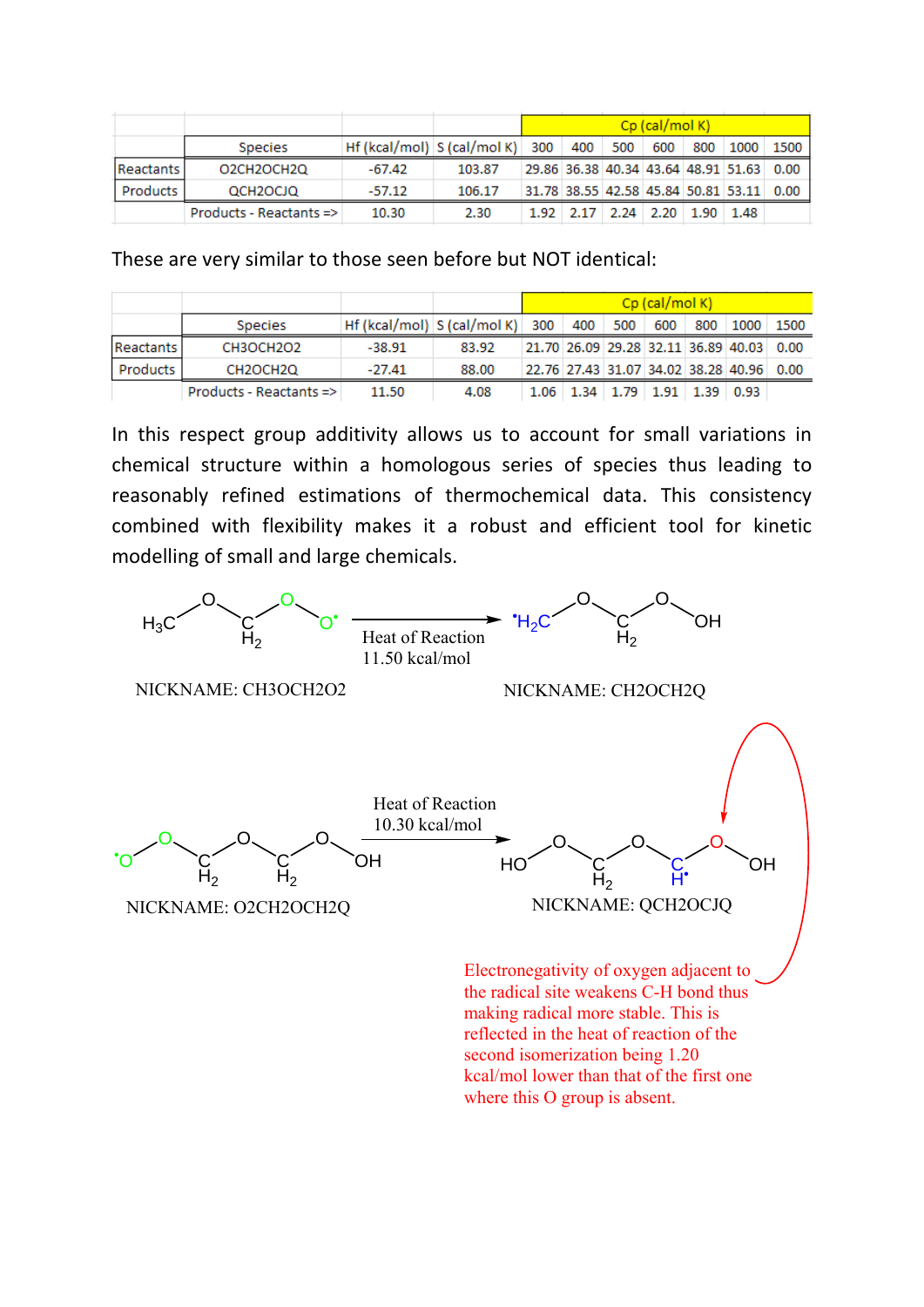| | Species | Hf (kcal/mol) | S (cal/mol K) | Cp (cal/mol K) | | | | | | |
|---|---|---|---|---|---|---|---|---|---|---|
| | | | | 300 | 400 | 500 | 600 | 800 | 1000 | 1500 |
| Reactants | O2CH2OCH2Q | -67.42 | 103.87 | 29.86 | 36.38 | 40.34 | 43.64 | 48.91 | 51.63 | 0.00 |
| Products | QCH2OCJQ | -57.12 | 106.17 | 31.78 | 38.55 | 42.58 | 45.84 | 50.81 | 53.11 | 0.00 |
| | Products - Reactants => | 10.30 | 2.30 | 1.92 | 2.17 | 2.24 | 2.20 | 1.90 | 1.48 | |

These are very similar to those seen before but NOT identical:

| | Species | Hf (kcal/mol) | S (cal/mol K) | Cp (cal/mol K) | | | | | | |
|---|---|---|---|---|---|---|---|---|---|---|
| | | | | 300 | 400 | 500 | 600 | 800 | 1000 | 1500 |
| Reactants | CH3OCH2O2 | -38.91 | 83.92 | 21.70 | 26.09 | 29.28 | 32.11 | 36.89 | 40.03 | 0.00 |
| Products | CH2OCH2Q | -27.41 | 88.00 | 22.76 | 27.43 | 31.07 | 34.02 | 38.28 | 40.96 | 0.00 |
| | Products - Reactants => | 11.50 | 4.08 | 1.06 | 1.34 | 1.79 | 1.91 | 1.39 | 0.93 | |

In this respect group additivity allows us to account for small variations in chemical structure within a homologous series of species thus leading to reasonably refined estimations of thermochemical data. This consistency combined with flexibility makes it a robust and efficient tool for kinetic modelling of small and large chemicals.

Heat of Reaction
11.50 kcal/mol

NICKNAME: CH3OCH2O2

NICKNAME: CH2OCH2Q

Heat of Reaction
10.30 kcal/mol

NICKNAME: O2CH2OCH2Q

NICKNAME: QCH2OCJQ

Electronegativity of oxygen adjacent to the radical site weakens C-H bond thus making radical more stable. This is reflected in the heat of reaction of the second isomerization being 1.20 kcal/mol lower than that of the first one where this O group is absent.